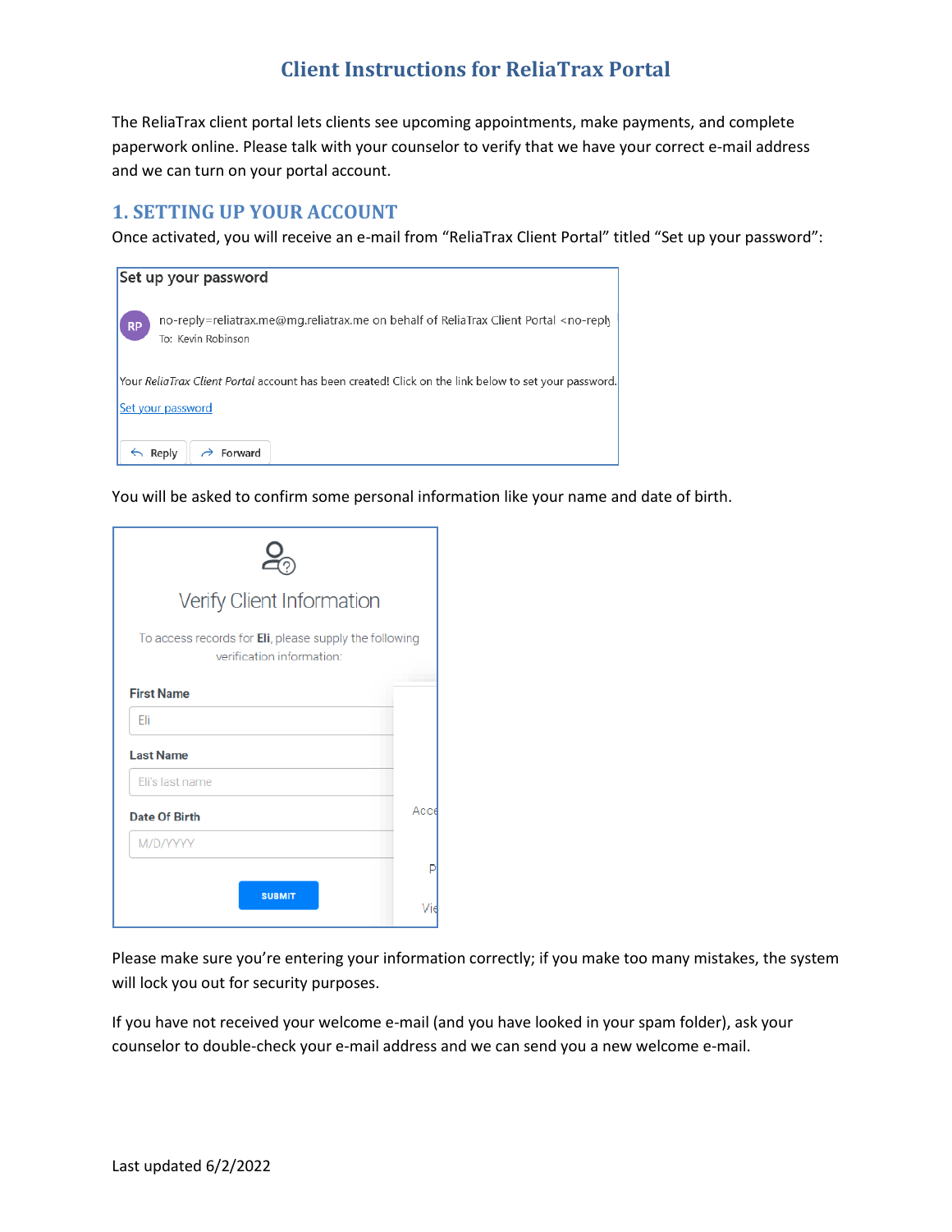# Client Instructions for ReliaTrax Portal

The ReliaTrax client portal lets clients see upcoming appointments, make payments, and complete paperwork online. Please talk with your counselor to verify that we have your correct e-mail address and we can turn on your portal account.

## 1. SETTING UP YOUR ACCOUNT

Once activated, you will receive an e-mail from “ReliaTrax Client Portal” titled “Set up your password”:

Set up your password

RP no-reply=reliatrax.me@mg.reliatrax.me on behalf of ReliaTrax Client Portal <no-reply

To: Kevin Robinson

Your *ReliaTrax Client Portal* account has been created! Click on the link below to set your password.

Set your password

Reply Forward

You will be asked to confirm some personal information like your name and date of birth.

Verify Client Information

To access records for **Eli**, please supply the following verification information:

First Name: Eli

Last Name: Eli's last name

Date Of Birth: M/D/YYYY

SUBMIT

Please make sure you’re entering your information correctly; if you make too many mistakes, the system will lock you out for security purposes.

If you have not received your welcome e-mail (and you have looked in your spam folder), ask your counselor to double-check your e-mail address and we can send you a new welcome e-mail.

Last updated 6/2/2022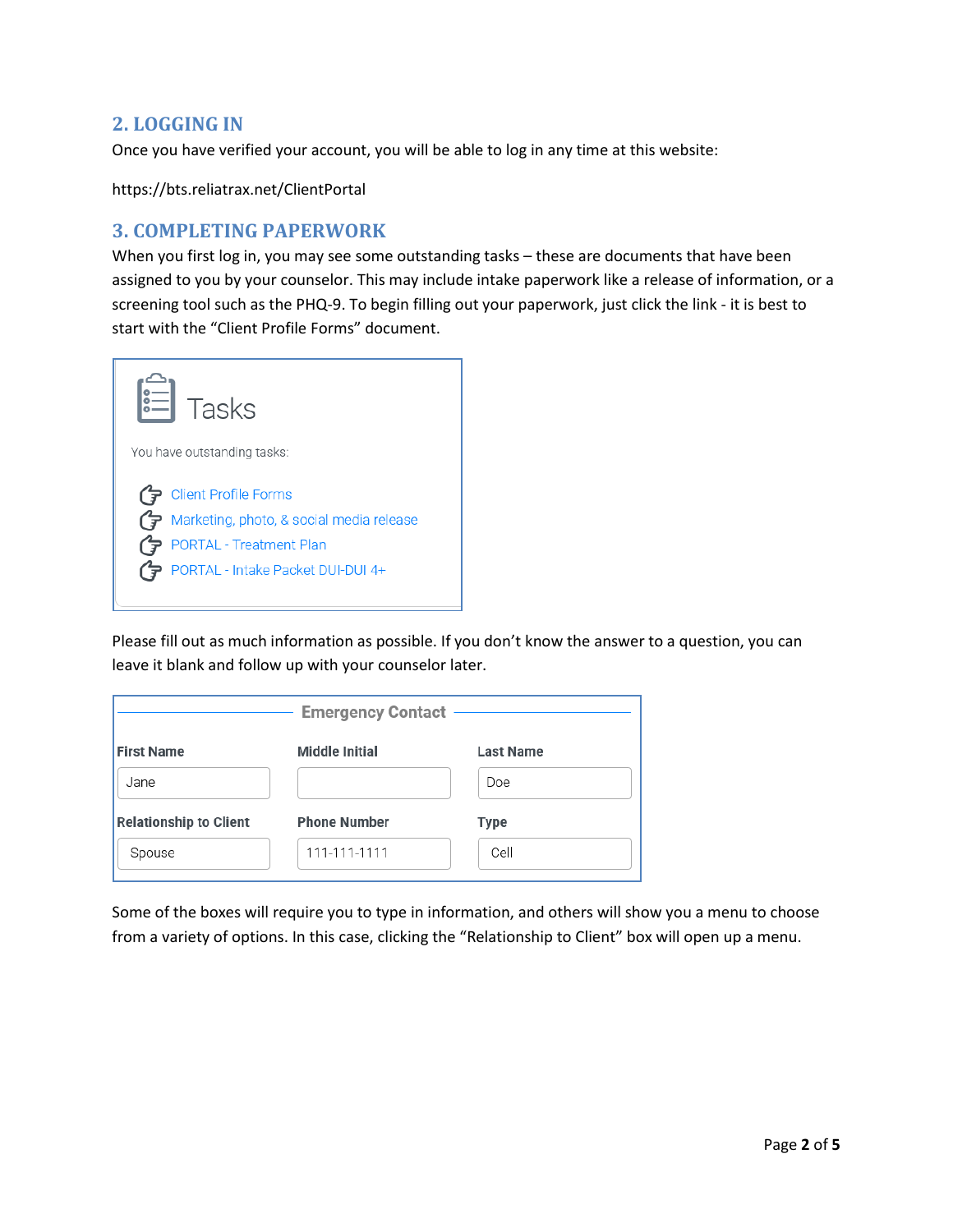## 2. LOGGING IN

Once you have verified your account, you will be able to log in any time at this website:

https://bts.reliatrax.net/ClientPortal

## 3. COMPLETING PAPERWORK

When you first log in, you may see some outstanding tasks – these are documents that have been assigned to you by your counselor. This may include intake paperwork like a release of information, or a screening tool such as the PHQ-9. To begin filling out your paperwork, just click the link - it is best to start with the "Client Profile Forms" document.

**Tasks**

You have outstanding tasks:

- Client Profile Forms
- Marketing, photo, & social media release
- PORTAL - Treatment Plan
- PORTAL - Intake Packet DUI-DUI 4+

Please fill out as much information as possible. If you don't know the answer to a question, you can leave it blank and follow up with your counselor later.

**Emergency Contact**

| First Name | Middle Initial | Last Name |
| --- | --- | --- |
| Jane | | Doe |
| **Relationship to Client** | **Phone Number** | **Type** |
| Spouse | 111-111-1111 | Cell |

Some of the boxes will require you to type in information, and others will show you a menu to choose from a variety of options. In this case, clicking the "Relationship to Client" box will open up a menu.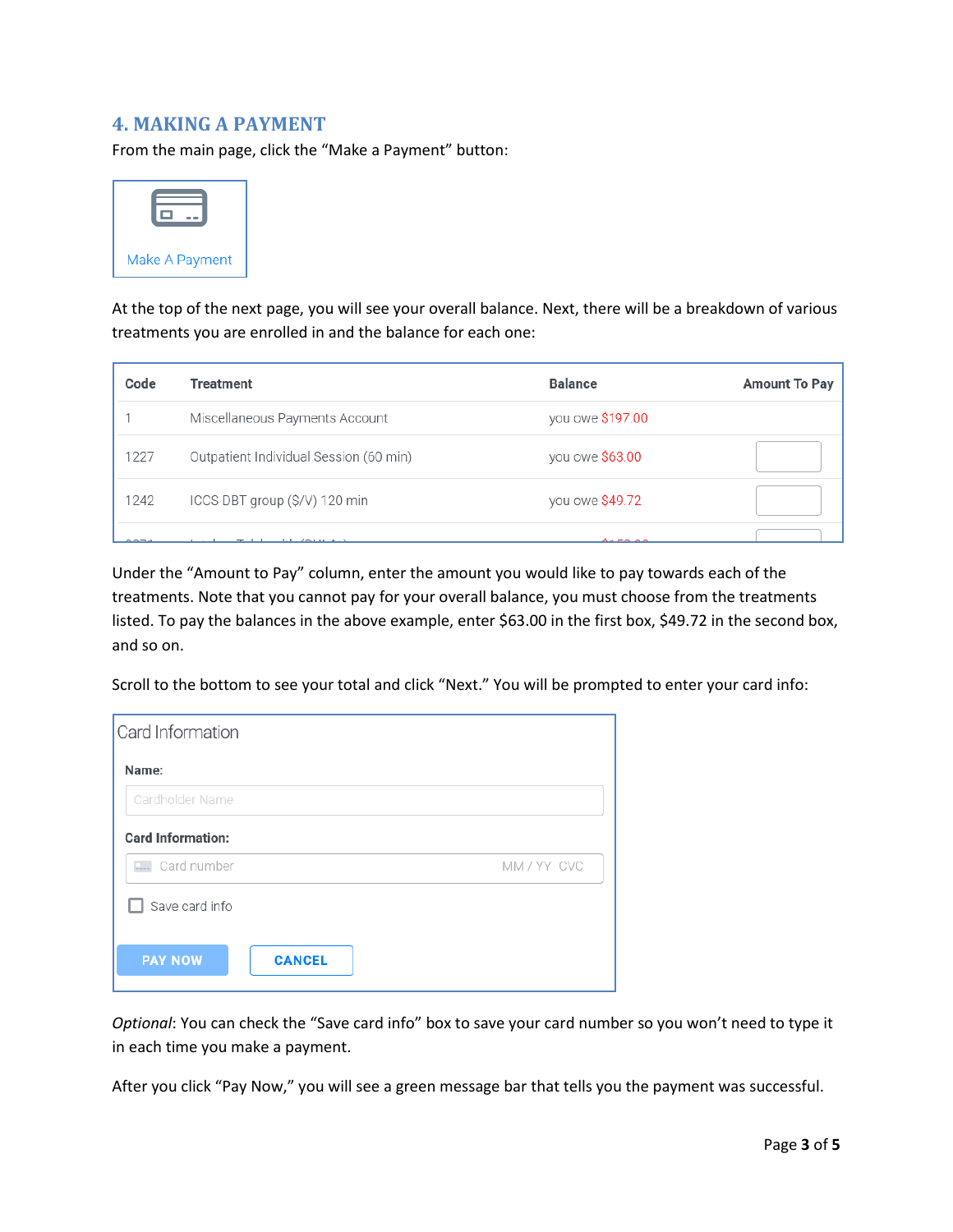## 4. MAKING A PAYMENT

From the main page, click the "Make a Payment" button:

Make A Payment

At the top of the next page, you will see your overall balance. Next, there will be a breakdown of various treatments you are enrolled in and the balance for each one:

| Code | Treatment | Balance | Amount To Pay |
|---|---|---|---|
| 1 | Miscellaneous Payments Account | you owe $197.00 | |
| 1227 | Outpatient Individual Session (60 min) | you owe $63.00 | |
| 1242 | ICCS DBT group ($/V) 120 min | you owe $49.72 | |

Under the "Amount to Pay" column, enter the amount you would like to pay towards each of the treatments. Note that you cannot pay for your overall balance, you must choose from the treatments listed. To pay the balances in the above example, enter $63.00 in the first box, $49.72 in the second box, and so on.

Scroll to the bottom to see your total and click "Next." You will be prompted to enter your card info:

Card Information

**Name:**

Cardholder Name

**Card Information:**

Card number MM / YY CVC

☐ Save card info

PAY NOW CANCEL

*Optional*: You can check the "Save card info" box to save your card number so you won't need to type it in each time you make a payment.

After you click "Pay Now," you will see a green message bar that tells you the payment was successful.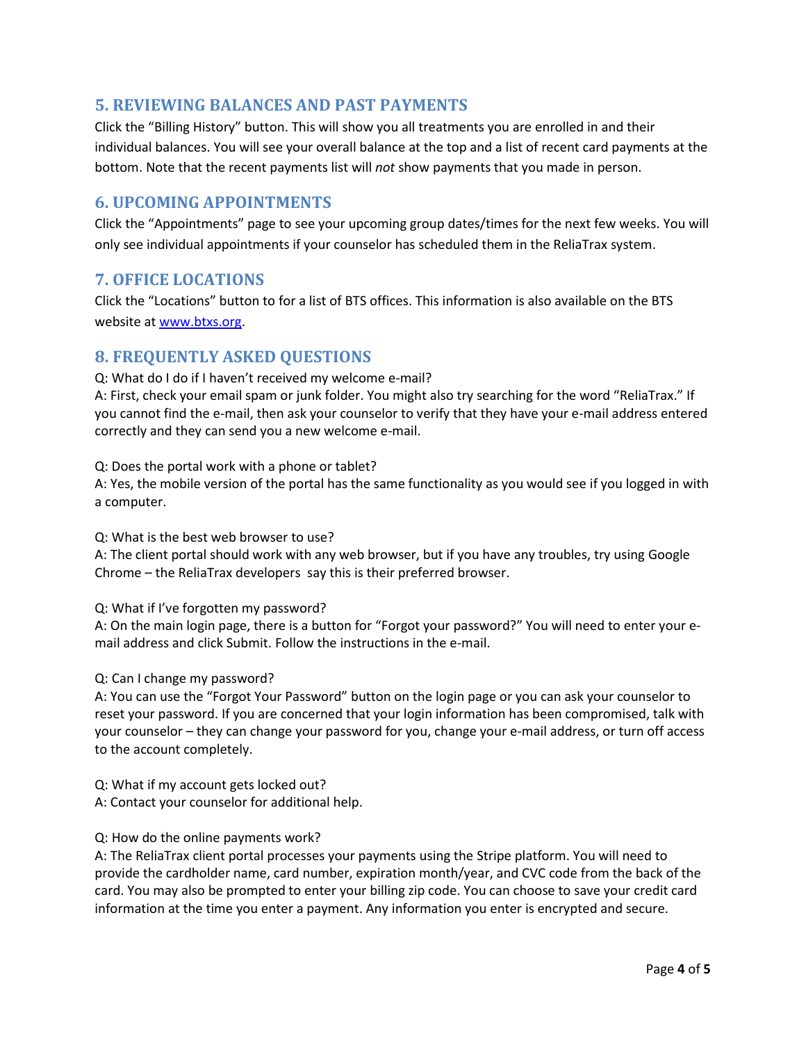## 5. REVIEWING BALANCES AND PAST PAYMENTS

Click the "Billing History" button. This will show you all treatments you are enrolled in and their individual balances. You will see your overall balance at the top and a list of recent card payments at the bottom. Note that the recent payments list will *not* show payments that you made in person.

## 6. UPCOMING APPOINTMENTS

Click the "Appointments" page to see your upcoming group dates/times for the next few weeks. You will only see individual appointments if your counselor has scheduled them in the ReliaTrax system.

## 7. OFFICE LOCATIONS

Click the "Locations" button to for a list of BTS offices. This information is also available on the BTS website at [www.btxs.org](www.btxs.org).

## 8. FREQUENTLY ASKED QUESTIONS

Q: What do I do if I haven't received my welcome e-mail?
A: First, check your email spam or junk folder. You might also try searching for the word "ReliaTrax." If you cannot find the e-mail, then ask your counselor to verify that they have your e-mail address entered correctly and they can send you a new welcome e-mail.

Q: Does the portal work with a phone or tablet?
A: Yes, the mobile version of the portal has the same functionality as you would see if you logged in with a computer.

Q: What is the best web browser to use?
A: The client portal should work with any web browser, but if you have any troubles, try using Google Chrome – the ReliaTrax developers say this is their preferred browser.

Q: What if I've forgotten my password?
A: On the main login page, there is a button for "Forgot your password?" You will need to enter your e-mail address and click Submit. Follow the instructions in the e-mail.

Q: Can I change my password?
A: You can use the "Forgot Your Password" button on the login page or you can ask your counselor to reset your password. If you are concerned that your login information has been compromised, talk with your counselor – they can change your password for you, change your e-mail address, or turn off access to the account completely.

Q: What if my account gets locked out?
A: Contact your counselor for additional help.

Q: How do the online payments work?
A: The ReliaTrax client portal processes your payments using the Stripe platform. You will need to provide the cardholder name, card number, expiration month/year, and CVC code from the back of the card. You may also be prompted to enter your billing zip code. You can choose to save your credit card information at the time you enter a payment. Any information you enter is encrypted and secure.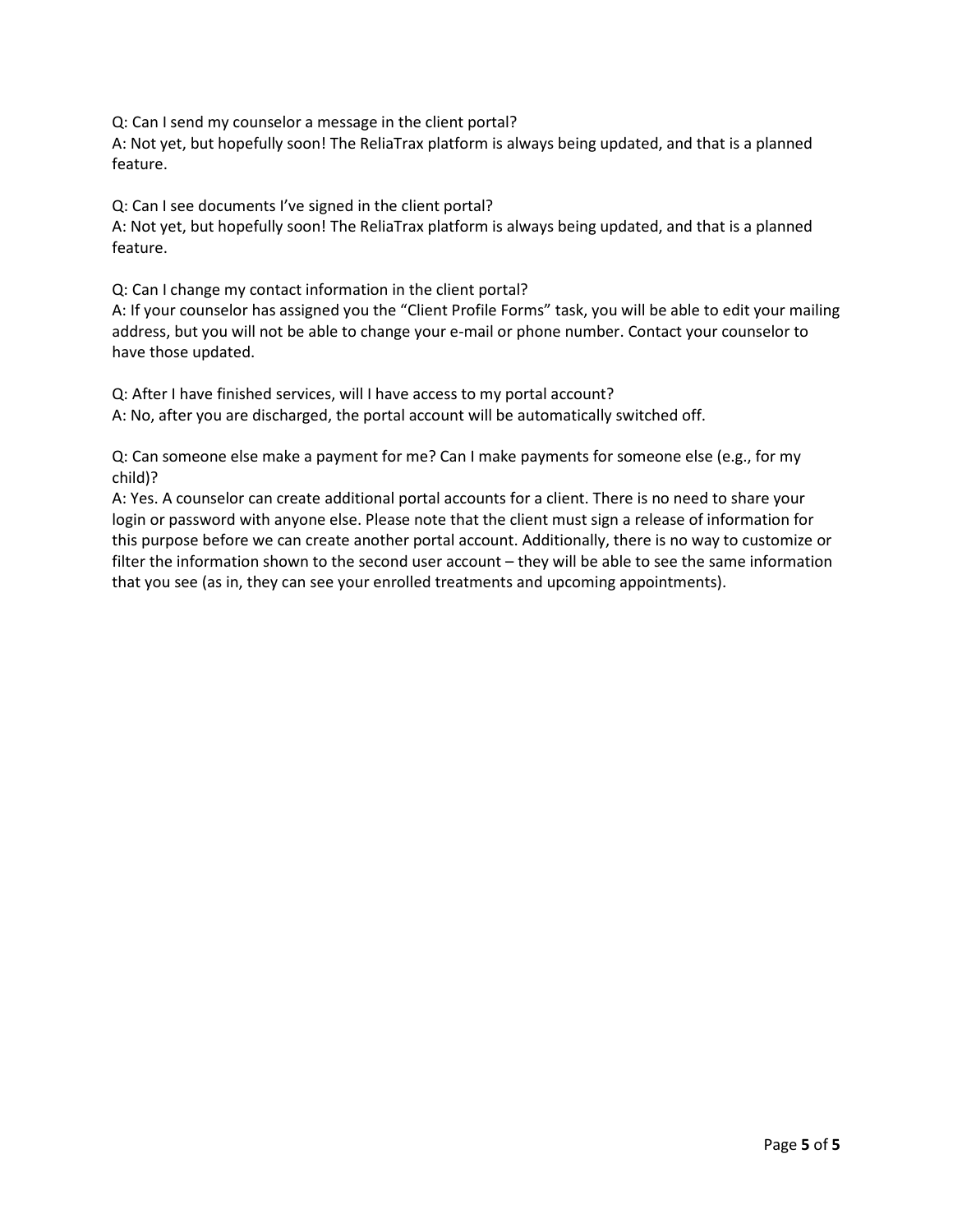Q: Can I send my counselor a message in the client portal?
A: Not yet, but hopefully soon! The ReliaTrax platform is always being updated, and that is a planned feature.

Q: Can I see documents I've signed in the client portal?
A: Not yet, but hopefully soon! The ReliaTrax platform is always being updated, and that is a planned feature.

Q: Can I change my contact information in the client portal?
A: If your counselor has assigned you the "Client Profile Forms" task, you will be able to edit your mailing address, but you will not be able to change your e-mail or phone number. Contact your counselor to have those updated.

Q: After I have finished services, will I have access to my portal account?
A: No, after you are discharged, the portal account will be automatically switched off.

Q: Can someone else make a payment for me? Can I make payments for someone else (e.g., for my child)?
A: Yes. A counselor can create additional portal accounts for a client. There is no need to share your login or password with anyone else. Please note that the client must sign a release of information for this purpose before we can create another portal account. Additionally, there is no way to customize or filter the information shown to the second user account – they will be able to see the same information that you see (as in, they can see your enrolled treatments and upcoming appointments).